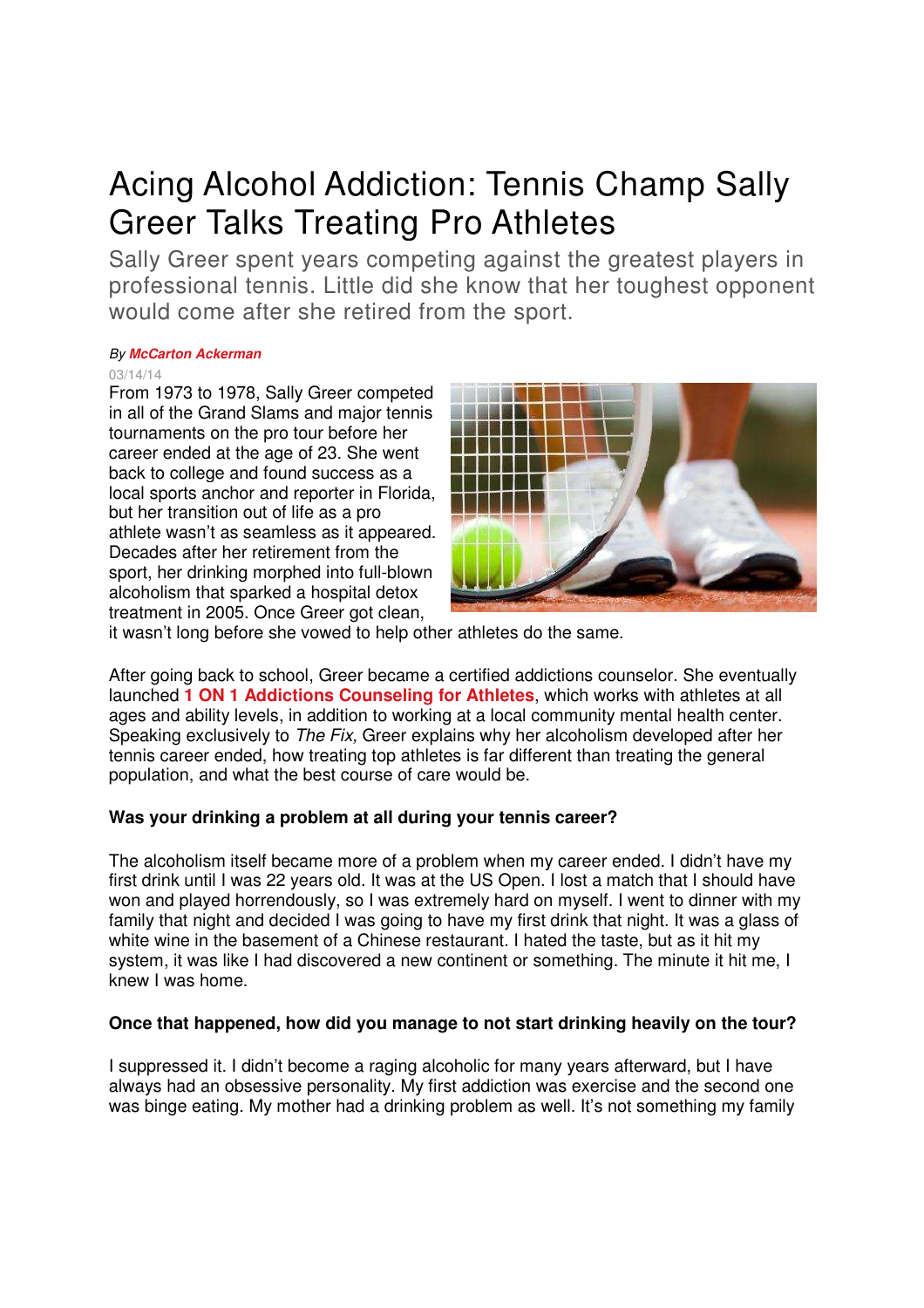# Acing Alcohol Addiction: Tennis Champ Sally Greer Talks Treating Pro Athletes

Sally Greer spent years competing against the greatest players in professional tennis. Little did she know that her toughest opponent would come after she retired from the sport.

*By* ***McCarton Ackerman***

03/14/14

From 1973 to 1978, Sally Greer competed in all of the Grand Slams and major tennis tournaments on the pro tour before her career ended at the age of 23. She went back to college and found success as a local sports anchor and reporter in Florida, but her transition out of life as a pro athlete wasn't as seamless as it appeared. Decades after her retirement from the sport, her drinking morphed into full-blown alcoholism that sparked a hospital detox treatment in 2005. Once Greer got clean, it wasn't long before she vowed to help other athletes do the same.

After going back to school, Greer became a certified addictions counselor. She eventually launched **1 ON 1 Addictions Counseling for Athletes**, which works with athletes at all ages and ability levels, in addition to working at a local community mental health center. Speaking exclusively to *The Fix,* Greer explains why her alcoholism developed after her tennis career ended, how treating top athletes is far different than treating the general population, and what the best course of care would be.

**Was your drinking a problem at all during your tennis career?**

The alcoholism itself became more of a problem when my career ended. I didn't have my first drink until I was 22 years old. It was at the US Open. I lost a match that I should have won and played horrendously, so I was extremely hard on myself. I went to dinner with my family that night and decided I was going to have my first drink that night. It was a glass of white wine in the basement of a Chinese restaurant. I hated the taste, but as it hit my system, it was like I had discovered a new continent or something. The minute it hit me, I knew I was home.

**Once that happened, how did you manage to not start drinking heavily on the tour?**

I suppressed it. I didn't become a raging alcoholic for many years afterward, but I have always had an obsessive personality. My first addiction was exercise and the second one was binge eating. My mother had a drinking problem as well. It's not something my family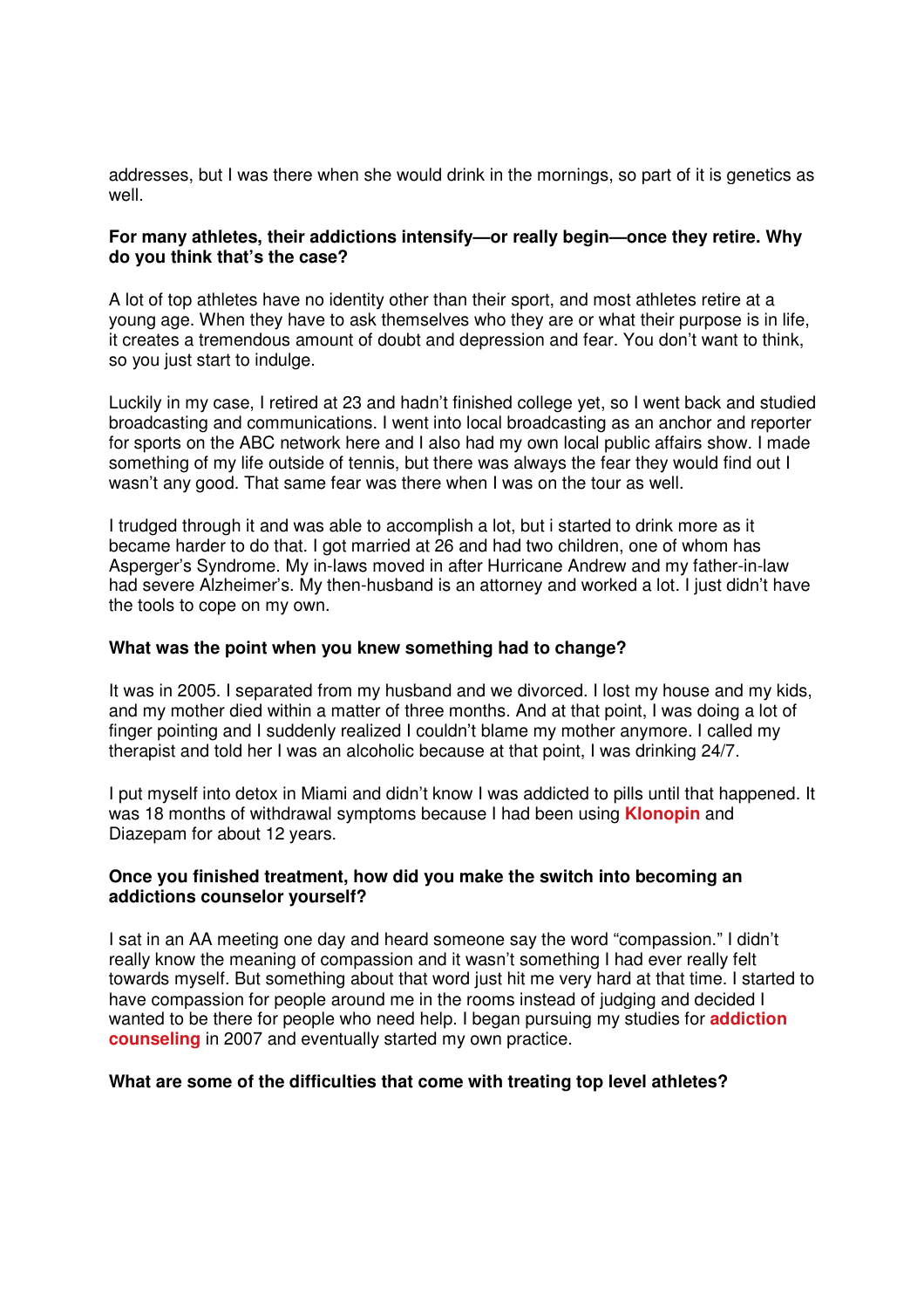addresses, but I was there when she would drink in the mornings, so part of it is genetics as well.

**For many athletes, their addictions intensify—or really begin—once they retire. Why do you think that's the case?**

A lot of top athletes have no identity other than their sport, and most athletes retire at a young age. When they have to ask themselves who they are or what their purpose is in life, it creates a tremendous amount of doubt and depression and fear. You don't want to think, so you just start to indulge.

Luckily in my case, I retired at 23 and hadn't finished college yet, so I went back and studied broadcasting and communications. I went into local broadcasting as an anchor and reporter for sports on the ABC network here and I also had my own local public affairs show. I made something of my life outside of tennis, but there was always the fear they would find out I wasn't any good. That same fear was there when I was on the tour as well.

I trudged through it and was able to accomplish a lot, but i started to drink more as it became harder to do that. I got married at 26 and had two children, one of whom has Asperger's Syndrome. My in-laws moved in after Hurricane Andrew and my father-in-law had severe Alzheimer's. My then-husband is an attorney and worked a lot. I just didn't have the tools to cope on my own.

**What was the point when you knew something had to change?**

It was in 2005. I separated from my husband and we divorced. I lost my house and my kids, and my mother died within a matter of three months. And at that point, I was doing a lot of finger pointing and I suddenly realized I couldn't blame my mother anymore. I called my therapist and told her I was an alcoholic because at that point, I was drinking 24/7.

I put myself into detox in Miami and didn't know I was addicted to pills until that happened. It was 18 months of withdrawal symptoms because I had been using **Klonopin** and Diazepam for about 12 years.

**Once you finished treatment, how did you make the switch into becoming an addictions counselor yourself?**

I sat in an AA meeting one day and heard someone say the word "compassion." I didn't really know the meaning of compassion and it wasn't something I had ever really felt towards myself. But something about that word just hit me very hard at that time. I started to have compassion for people around me in the rooms instead of judging and decided I wanted to be there for people who need help. I began pursuing my studies for **addiction counseling** in 2007 and eventually started my own practice.

**What are some of the difficulties that come with treating top level athletes?**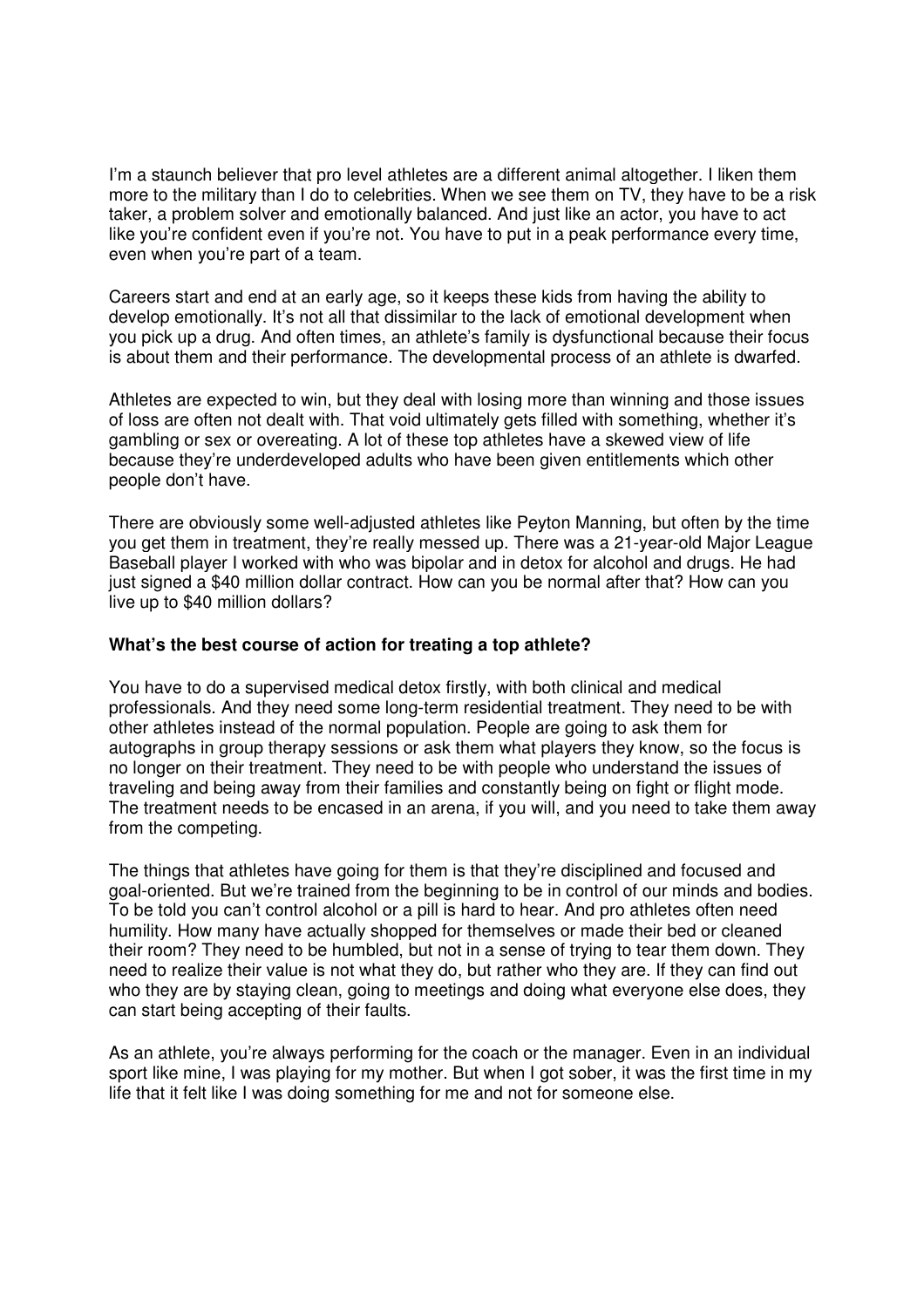I'm a staunch believer that pro level athletes are a different animal altogether. I liken them more to the military than I do to celebrities. When we see them on TV, they have to be a risk taker, a problem solver and emotionally balanced. And just like an actor, you have to act like you're confident even if you're not. You have to put in a peak performance every time, even when you're part of a team.

Careers start and end at an early age, so it keeps these kids from having the ability to develop emotionally. It's not all that dissimilar to the lack of emotional development when you pick up a drug. And often times, an athlete's family is dysfunctional because their focus is about them and their performance. The developmental process of an athlete is dwarfed.

Athletes are expected to win, but they deal with losing more than winning and those issues of loss are often not dealt with. That void ultimately gets filled with something, whether it's gambling or sex or overeating. A lot of these top athletes have a skewed view of life because they're underdeveloped adults who have been given entitlements which other people don't have.

There are obviously some well-adjusted athletes like Peyton Manning, but often by the time you get them in treatment, they're really messed up. There was a 21-year-old Major League Baseball player I worked with who was bipolar and in detox for alcohol and drugs. He had just signed a $40 million dollar contract. How can you be normal after that? How can you live up to $40 million dollars?

**What's the best course of action for treating a top athlete?**

You have to do a supervised medical detox firstly, with both clinical and medical professionals. And they need some long-term residential treatment. They need to be with other athletes instead of the normal population. People are going to ask them for autographs in group therapy sessions or ask them what players they know, so the focus is no longer on their treatment. They need to be with people who understand the issues of traveling and being away from their families and constantly being on fight or flight mode. The treatment needs to be encased in an arena, if you will, and you need to take them away from the competing.

The things that athletes have going for them is that they're disciplined and focused and goal-oriented. But we're trained from the beginning to be in control of our minds and bodies. To be told you can't control alcohol or a pill is hard to hear. And pro athletes often need humility. How many have actually shopped for themselves or made their bed or cleaned their room? They need to be humbled, but not in a sense of trying to tear them down. They need to realize their value is not what they do, but rather who they are. If they can find out who they are by staying clean, going to meetings and doing what everyone else does, they can start being accepting of their faults.

As an athlete, you're always performing for the coach or the manager. Even in an individual sport like mine, I was playing for my mother. But when I got sober, it was the first time in my life that it felt like I was doing something for me and not for someone else.